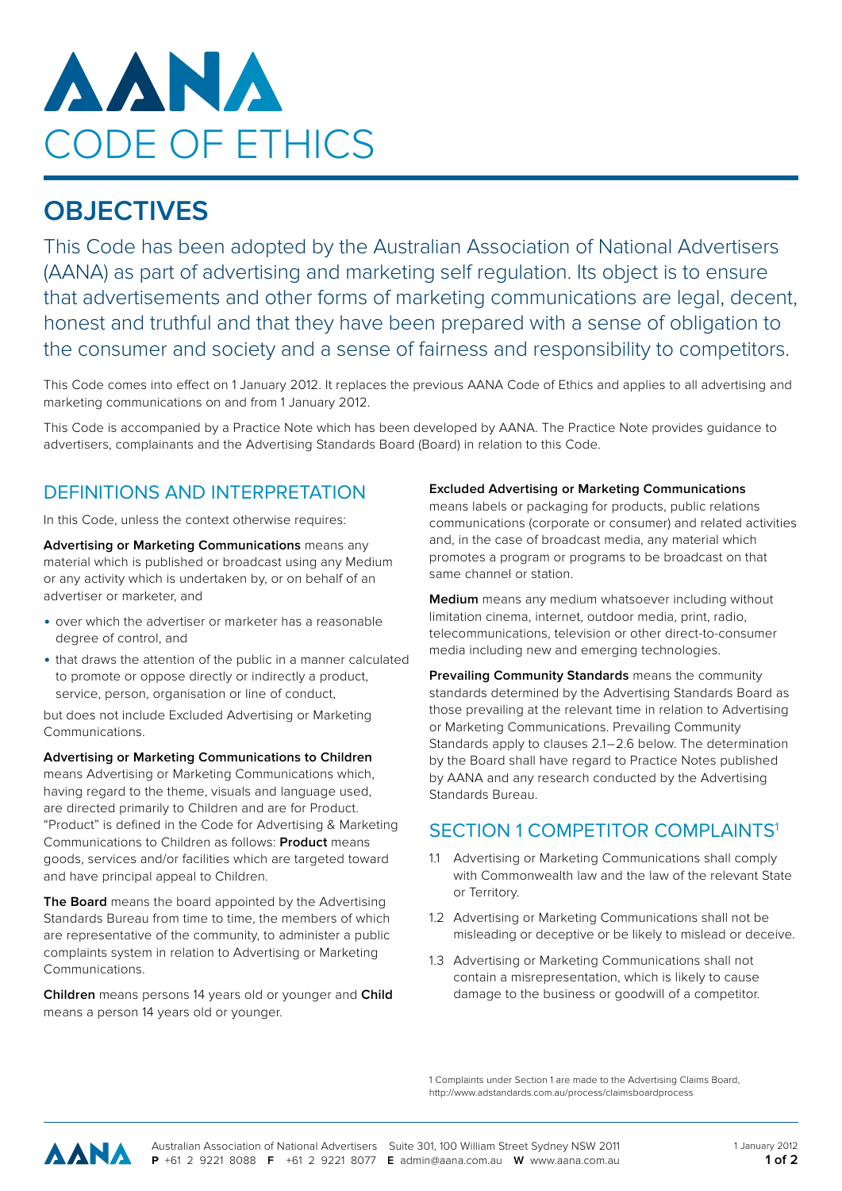# AANA

# CODE OF ETHICS

## OBJECTIVES

This Code has been adopted by the Australian Association of National Advertisers (AANA) as part of advertising and marketing self regulation. Its object is to ensure that advertisements and other forms of marketing communications are legal, decent, honest and truthful and that they have been prepared with a sense of obligation to the consumer and society and a sense of fairness and responsibility to competitors.

This Code comes into effect on 1 January 2012. It replaces the previous AANA Code of Ethics and applies to all advertising and marketing communications on and from 1 January 2012.

This Code is accompanied by a Practice Note which has been developed by AANA. The Practice Note provides guidance to advertisers, complainants and the Advertising Standards Board (Board) in relation to this Code.

## DEFINITIONS AND INTERPRETATION

In this Code, unless the context otherwise requires:

**Advertising or Marketing Communications** means any material which is published or broadcast using any Medium or any activity which is undertaken by, or on behalf of an advertiser or marketer, and

- over which the advertiser or marketer has a reasonable degree of control, and
- that draws the attention of the public in a manner calculated to promote or oppose directly or indirectly a product, service, person, organisation or line of conduct,

but does not include Excluded Advertising or Marketing Communications.

**Advertising or Marketing Communications to Children** means Advertising or Marketing Communications which, having regard to the theme, visuals and language used, are directed primarily to Children and are for Product. "Product" is defined in the Code for Advertising & Marketing Communications to Children as follows: **Product** means goods, services and/or facilities which are targeted toward and have principal appeal to Children.

**The Board** means the board appointed by the Advertising Standards Bureau from time to time, the members of which are representative of the community, to administer a public complaints system in relation to Advertising or Marketing Communications.

**Children** means persons 14 years old or younger and **Child** means a person 14 years old or younger.

**Excluded Advertising or Marketing Communications** means labels or packaging for products, public relations communications (corporate or consumer) and related activities and, in the case of broadcast media, any material which promotes a program or programs to be broadcast on that same channel or station.

**Medium** means any medium whatsoever including without limitation cinema, internet, outdoor media, print, radio, telecommunications, television or other direct-to-consumer media including new and emerging technologies.

**Prevailing Community Standards** means the community standards determined by the Advertising Standards Board as those prevailing at the relevant time in relation to Advertising or Marketing Communications. Prevailing Community Standards apply to clauses 2.1–2.6 below. The determination by the Board shall have regard to Practice Notes published by AANA and any research conducted by the Advertising Standards Bureau.

## SECTION 1 COMPETITOR COMPLAINTS[1]

1.1 Advertising or Marketing Communications shall comply with Commonwealth law and the law of the relevant State or Territory.

1.2 Advertising or Marketing Communications shall not be misleading or deceptive or be likely to mislead or deceive.

1.3 Advertising or Marketing Communications shall not contain a misrepresentation, which is likely to cause damage to the business or goodwill of a competitor.

1 Complaints under Section 1 are made to the Advertising Claims Board, http://www.adstandards.com.au/process/claimsboardprocess

Australian Association of National Advertisers Suite 301, 100 William Street Sydney NSW 2011
**P** +61 2 9221 8088 **F** +61 2 9221 8077 **E** admin@aana.com.au **W** www.aana.com.au

1 January 2012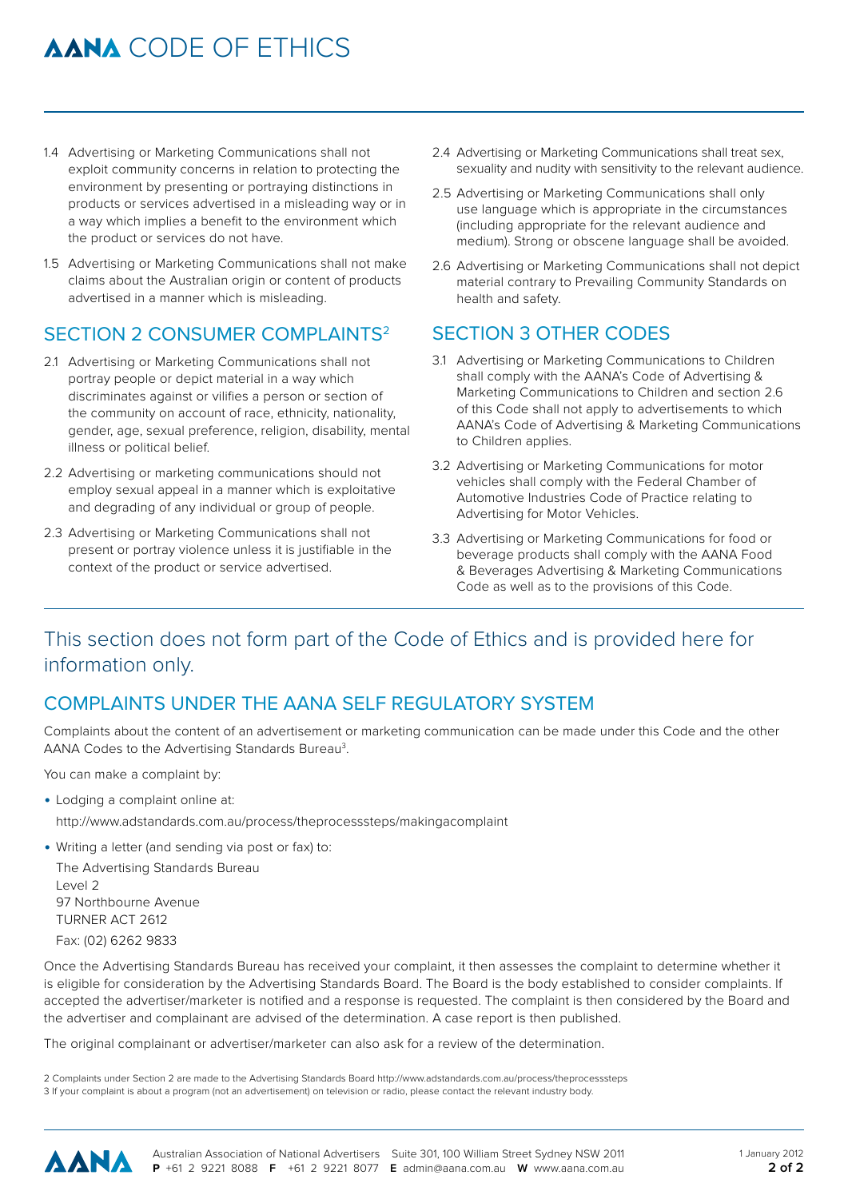1.4 Advertising or Marketing Communications shall not exploit community concerns in relation to protecting the environment by presenting or portraying distinctions in products or services advertised in a misleading way or in a way which implies a benefit to the environment which the product or services do not have.

1.5 Advertising or Marketing Communications shall not make claims about the Australian origin or content of products advertised in a manner which is misleading.

## SECTION 2 CONSUMER COMPLAINTS[2]

2.1 Advertising or Marketing Communications shall not portray people or depict material in a way which discriminates against or vilifies a person or section of the community on account of race, ethnicity, nationality, gender, age, sexual preference, religion, disability, mental illness or political belief.

2.2 Advertising or marketing communications should not employ sexual appeal in a manner which is exploitative and degrading of any individual or group of people.

2.3 Advertising or Marketing Communications shall not present or portray violence unless it is justifiable in the context of the product or service advertised.

2.4 Advertising or Marketing Communications shall treat sex, sexuality and nudity with sensitivity to the relevant audience.

2.5 Advertising or Marketing Communications shall only use language which is appropriate in the circumstances (including appropriate for the relevant audience and medium). Strong or obscene language shall be avoided.

2.6 Advertising or Marketing Communications shall not depict material contrary to Prevailing Community Standards on health and safety.

## SECTION 3 OTHER CODES

3.1 Advertising or Marketing Communications to Children shall comply with the AANA's Code of Advertising & Marketing Communications to Children and section 2.6 of this Code shall not apply to advertisements to which AANA's Code of Advertising & Marketing Communications to Children applies.

3.2 Advertising or Marketing Communications for motor vehicles shall comply with the Federal Chamber of Automotive Industries Code of Practice relating to Advertising for Motor Vehicles.

3.3 Advertising or Marketing Communications for food or beverage products shall comply with the AANA Food & Beverages Advertising & Marketing Communications Code as well as to the provisions of this Code.

This section does not form part of the Code of Ethics and is provided here for information only.

## COMPLAINTS UNDER THE AANA SELF REGULATORY SYSTEM

Complaints about the content of an advertisement or marketing communication can be made under this Code and the other AANA Codes to the Advertising Standards Bureau[3].

You can make a complaint by:

- Lodging a complaint online at:
  http://www.adstandards.com.au/process/theprocesssteps/makingacomplaint
- Writing a letter (and sending via post or fax) to:
  The Advertising Standards Bureau
  Level 2
  97 Northbourne Avenue
  TURNER ACT 2612
  Fax: (02) 6262 9833

Once the Advertising Standards Bureau has received your complaint, it then assesses the complaint to determine whether it is eligible for consideration by the Advertising Standards Board. The Board is the body established to consider complaints. If accepted the advertiser/marketer is notified and a response is requested. The complaint is then considered by the Board and the advertiser and complainant are advised of the determination. A case report is then published.

The original complainant or advertiser/marketer can also ask for a review of the determination.

2 Complaints under Section 2 are made to the Advertising Standards Board http://www.adstandards.com.au/process/theprocesssteps
3 If your complaint is about a program (not an advertisement) on television or radio, please contact the relevant industry body.

Australian Association of National Advertisers Suite 301, 100 William Street Sydney NSW 2011
**P** +61 2 9221 8088 **F** +61 2 9221 8077 **E** admin@aana.com.au **W** www.aana.com.au

1 January 2012